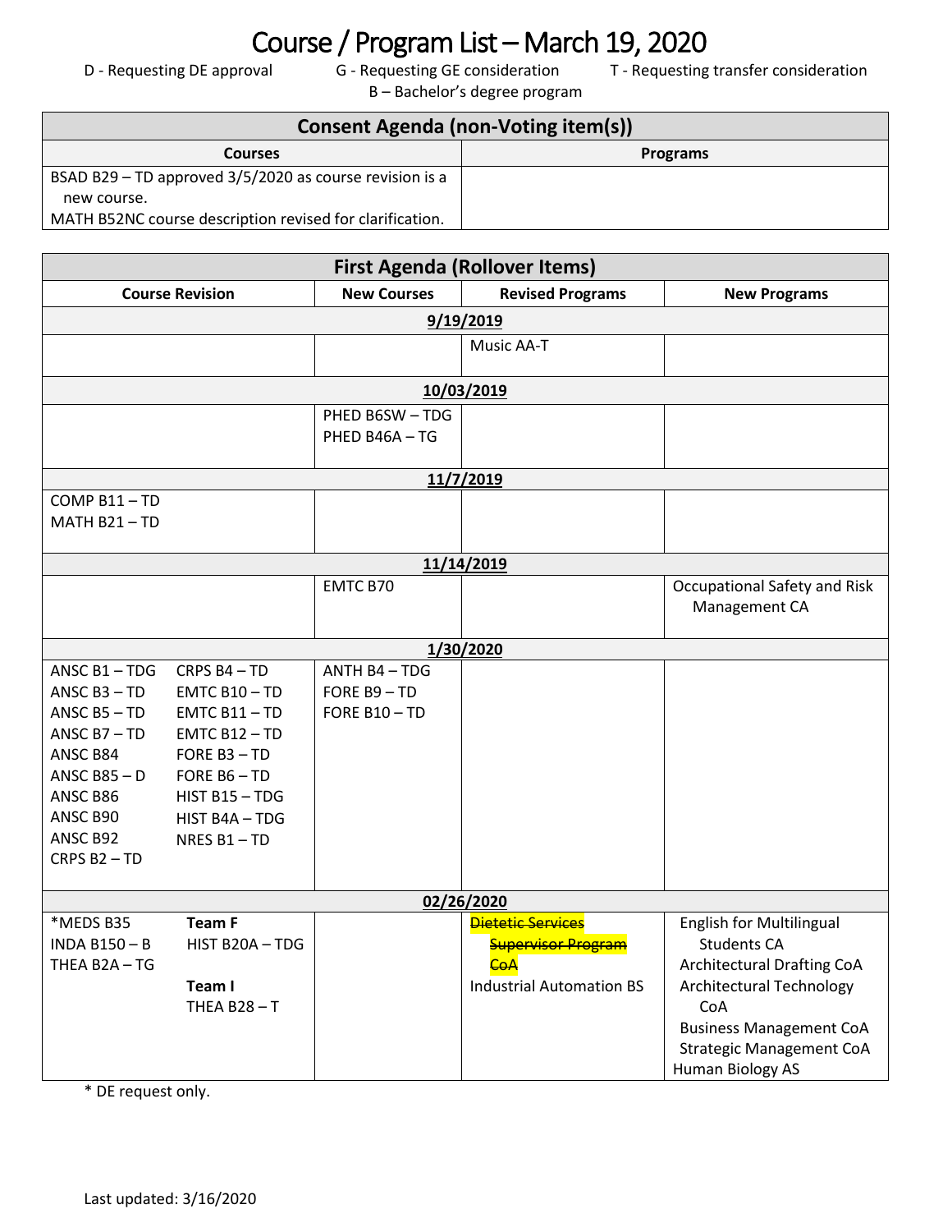# Course / Program List – March 19, 2020

D - Requesting DE approval  G - Requesting GE consideration  T - Requesting transfer consideration
B – Bachelor's degree program

| Consent Agenda (non-Voting item(s)) | |
|---|---|
| **Courses** | **Programs** |
| BSAD B29 – TD approved 3/5/2020 as course revision is a new course.<br>MATH B52NC course description revised for clarification. | |

| First Agenda (Rollover Items) | | | |
|---|---|---|---|
| **Course Revision** | **New Courses** | **Revised Programs** | **New Programs** |
| **9/19/2019** | | | |
| | | Music AA-T | |
| **10/03/2019** | | | |
| | PHED B6SW – TDG<br>PHED B46A – TG | | |
| **11/7/2019** | | | |
| COMP B11 – TD<br>MATH B21 – TD | | | |
| **11/14/2019** | | | |
| | EMTC B70 | | Occupational Safety and Risk Management CA |
| **1/30/2020** | | | |
| ANSC B1 – TDG<br>ANSC B3 – TD<br>ANSC B5 – TD<br>ANSC B7 – TD<br>ANSC B84<br>ANSC B85 – D<br>ANSC B86<br>ANSC B90<br>ANSC B92<br>CRPS B2 – TD<br>CRPS B4 – TD<br>EMTC B10 – TD<br>EMTC B11 – TD<br>EMTC B12 – TD<br>FORE B3 – TD<br>FORE B6 – TD<br>HIST B15 – TDG<br>HIST B4A – TDG<br>NRES B1 – TD | ANTH B4 – TDG<br>FORE B9 – TD<br>FORE B10 – TD | | |
| **02/26/2020** | | | |
| *MEDS B35<br>INDA B150 – B<br>THEA B2A – TG<br>**Team F**<br>HIST B20A – TDG<br>**Team I**<br>THEA B28 – T | | ~~Dietetic Services Supervisor Program CoA~~<br>Industrial Automation BS | English for Multilingual Students CA<br>Architectural Drafting CoA<br>Architectural Technology CoA<br>Business Management CoA<br>Strategic Management CoA<br>Human Biology AS |

\* DE request only.

Last updated: 3/16/2020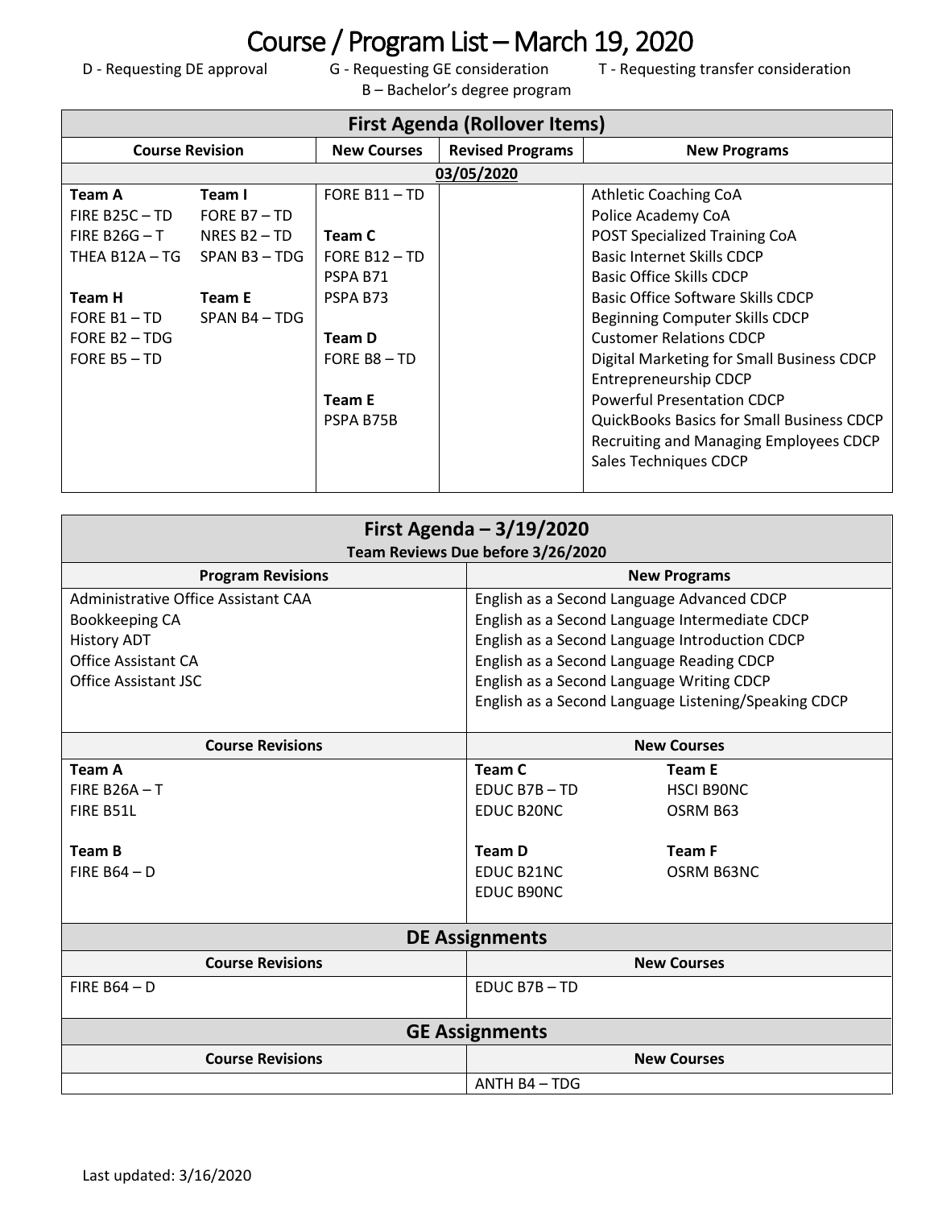# Course / Program List – March 19, 2020

D - Requesting DE approval G - Requesting GE consideration T - Requesting transfer consideration
B – Bachelor's degree program

| First Agenda (Rollover Items) | | | | |
|---|---|---|---|---|
| **Course Revision** | | **New Courses** | **Revised Programs** | **New Programs** |
| **03/05/2020** | | | | |
| **Team A**<br>FIRE B25C – TD<br>FIRE B26G – T<br>THEA B12A – TG<br><br>**Team H**<br>FORE B1 – TD<br>FORE B2 – TDG<br>FORE B5 – TD | **Team I**<br>FORE B7 – TD<br>NRES B2 – TD<br>SPAN B3 – TDG<br><br>**Team E**<br>SPAN B4 – TDG | FORE B11 – TD<br><br>**Team C**<br>FORE B12 – TD<br>PSPA B71<br>PSPA B73<br><br>**Team D**<br>FORE B8 – TD<br><br>**Team E**<br>PSPA B75B | | Athletic Coaching CoA<br>Police Academy CoA<br>POST Specialized Training CoA<br>Basic Internet Skills CDCP<br>Basic Office Skills CDCP<br>Basic Office Software Skills CDCP<br>Beginning Computer Skills CDCP<br>Customer Relations CDCP<br>Digital Marketing for Small Business CDCP<br>Entrepreneurship CDCP<br>Powerful Presentation CDCP<br>QuickBooks Basics for Small Business CDCP<br>Recruiting and Managing Employees CDCP<br>Sales Techniques CDCP |

| First Agenda – 3/19/2020<br>Team Reviews Due before 3/26/2020 | | |
|---|---|---|
| **Program Revisions** | **New Programs** | |
| Administrative Office Assistant CAA<br>Bookkeeping CA<br>History ADT<br>Office Assistant CA<br>Office Assistant JSC | English as a Second Language Advanced CDCP<br>English as a Second Language Intermediate CDCP<br>English as a Second Language Introduction CDCP<br>English as a Second Language Reading CDCP<br>English as a Second Language Writing CDCP<br>English as a Second Language Listening/Speaking CDCP | |
| **Course Revisions** | **New Courses** | |
| **Team A**<br>FIRE B26A – T<br>FIRE B51L<br><br>**Team B**<br>FIRE B64 – D | **Team C**<br>EDUC B7B – TD<br>EDUC B20NC<br><br>**Team D**<br>EDUC B21NC<br>EDUC B90NC | **Team E**<br>HSCI B90NC<br>OSRM B63<br><br>**Team F**<br>OSRM B63NC |
| **DE Assignments** | | |
| **Course Revisions** | **New Courses** | |
| FIRE B64 – D | EDUC B7B – TD | |
| **GE Assignments** | | |
| **Course Revisions** | **New Courses** | |
| | ANTH B4 – TDG | |

Last updated: 3/16/2020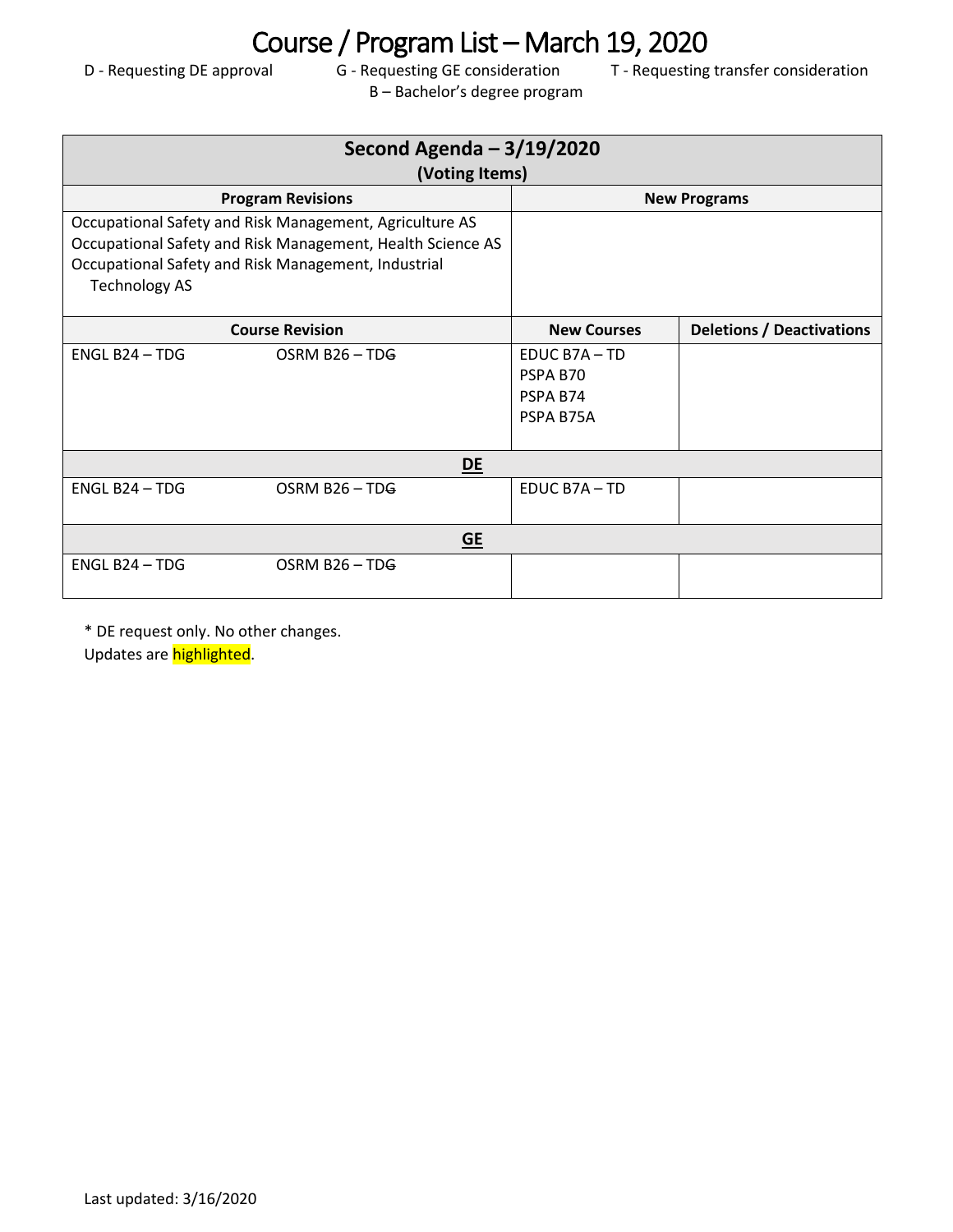# Course / Program List – March 19, 2020

D - Requesting DE approval G - Requesting GE consideration T - Requesting transfer consideration

B – Bachelor's degree program

| Second Agenda – 3/19/2020 (Voting Items) | | | |
|---|---|---|---|
| **Program Revisions** | | **New Programs** | |
| Occupational Safety and Risk Management, Agriculture AS<br>Occupational Safety and Risk Management, Health Science AS<br>Occupational Safety and Risk Management, Industrial Technology AS | | | |
| **Course Revision** | | **New Courses** | **Deletions / Deactivations** |
| ENGL B24 – TDG | OSRM B26 – TD~~G~~ | EDUC B7A – TD<br>PSPA B70<br>PSPA B74<br>PSPA B75A | |
| **DE** | | | |
| ENGL B24 – TDG | OSRM B26 – TD~~G~~ | EDUC B7A – TD | |
| **GE** | | | |
| ENGL B24 – TDG | OSRM B26 – TD~~G~~ | | |

* DE request only. No other changes.

Updates are highlighted.

Last updated: 3/16/2020